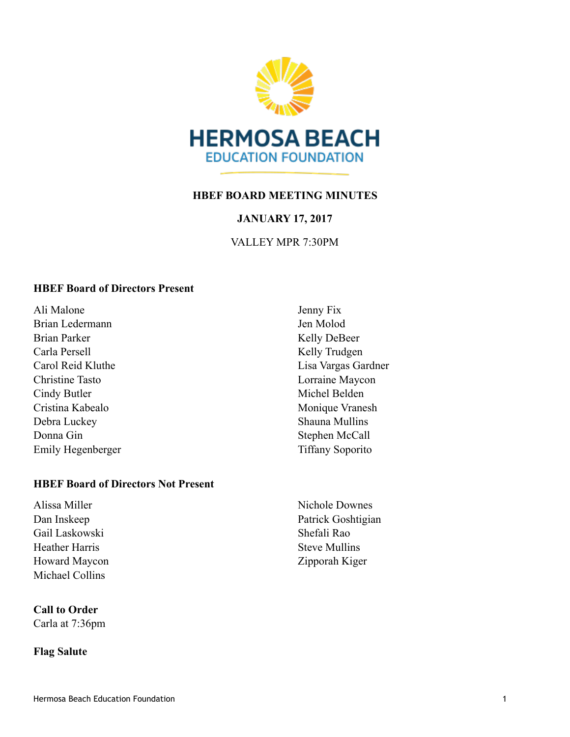HERMOSA BEACH
EDUCATION FOUNDATION

**HBEF BOARD MEETING MINUTES**

**JANUARY 17, 2017**

VALLEY MPR 7:30PM

### HBEF Board of Directors Present

Ali Malone
Brian Ledermann
Brian Parker
Carla Persell
Carol Reid Kluthe
Christine Tasto
Cindy Butler
Cristina Kabealo
Debra Luckey
Donna Gin
Emily Hegenberger
Jenny Fix
Jen Molod
Kelly DeBeer
Kelly Trudgen
Lisa Vargas Gardner
Lorraine Maycon
Michel Belden
Monique Vranesh
Shauna Mullins
Stephen McCall
Tiffany Soporito

### HBEF Board of Directors Not Present

Alissa Miller
Dan Inskeep
Gail Laskowski
Heather Harris
Howard Maycon
Michael Collins
Nichole Downes
Patrick Goshtigian
Shefali Rao
Steve Mullins
Zipporah Kiger

### Call to Order

Carla at 7:36pm

### Flag Salute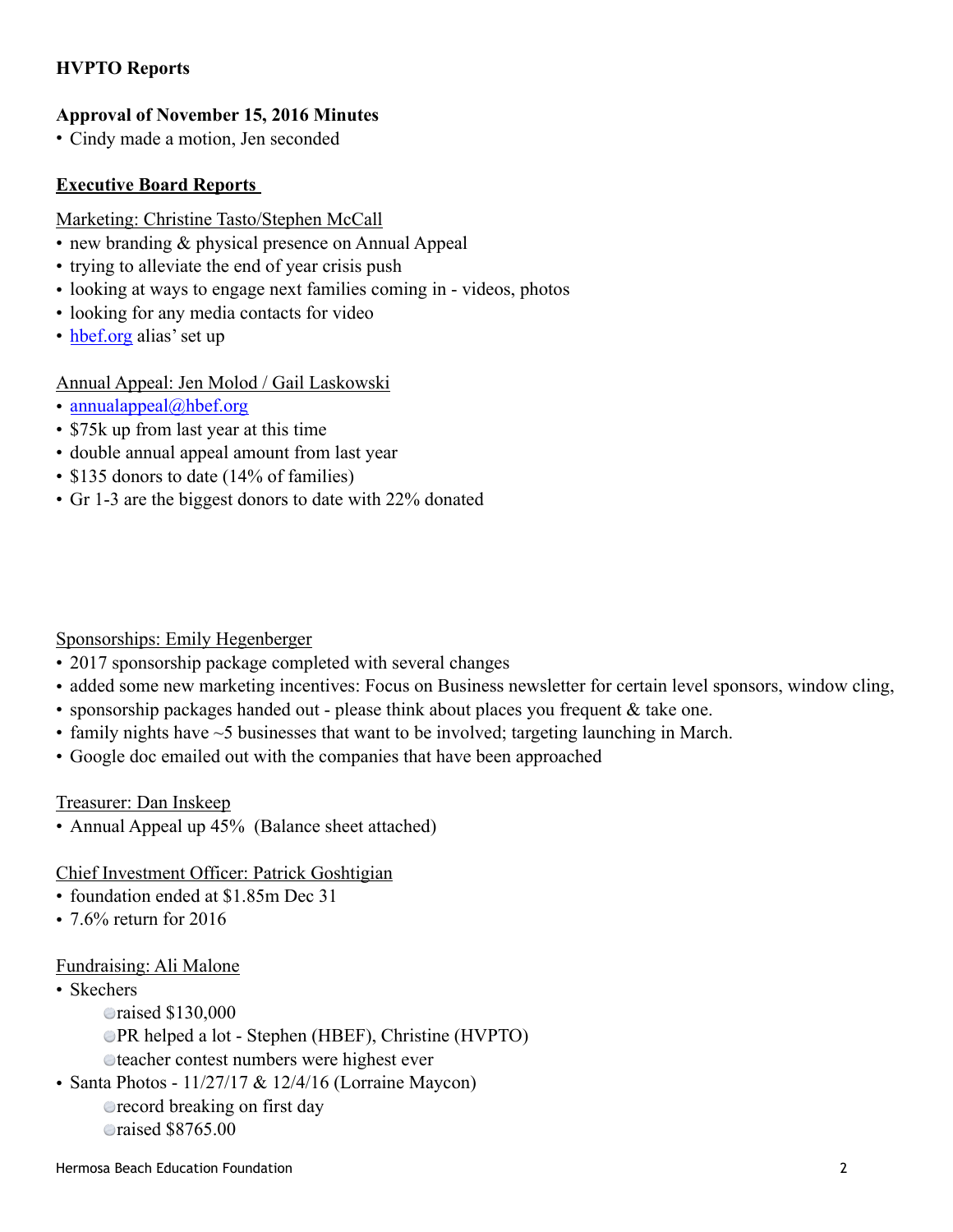**HVPTO Reports**

**Approval of November 15, 2016 Minutes**

- Cindy made a motion, Jen seconded

**<u>Executive Board Reports</u>**

<u>Marketing: Christine Tasto/Stephen McCall</u>

- new branding & physical presence on Annual Appeal
- trying to alleviate the end of year crisis push
- looking at ways to engage next families coming in - videos, photos
- looking for any media contacts for video
- hbef.org alias' set up

<u>Annual Appeal: Jen Molod / Gail Laskowski</u>

- annualappeal@hbef.org
- $75k up from last year at this time
- double annual appeal amount from last year
- $135 donors to date (14% of families)
- Gr 1-3 are the biggest donors to date with 22% donated

<u>Sponsorships: Emily Hegenberger</u>

- 2017 sponsorship package completed with several changes
- added some new marketing incentives: Focus on Business newsletter for certain level sponsors, window cling,
- sponsorship packages handed out - please think about places you frequent & take one.
- family nights have ~5 businesses that want to be involved; targeting launching in March.
- Google doc emailed out with the companies that have been approached

<u>Treasurer: Dan Inskeep</u>

- Annual Appeal up 45% (Balance sheet attached)

<u>Chief Investment Officer: Patrick Goshtigian</u>

- foundation ended at $1.85m Dec 31
- 7.6% return for 2016

<u>Fundraising: Ali Malone</u>

- Skechers
    - raised $130,000
    - PR helped a lot - Stephen (HBEF), Christine (HVPTO)
    - teacher contest numbers were highest ever
- Santa Photos - 11/27/17 & 12/4/16 (Lorraine Maycon)
    - record breaking on first day
    - raised $8765.00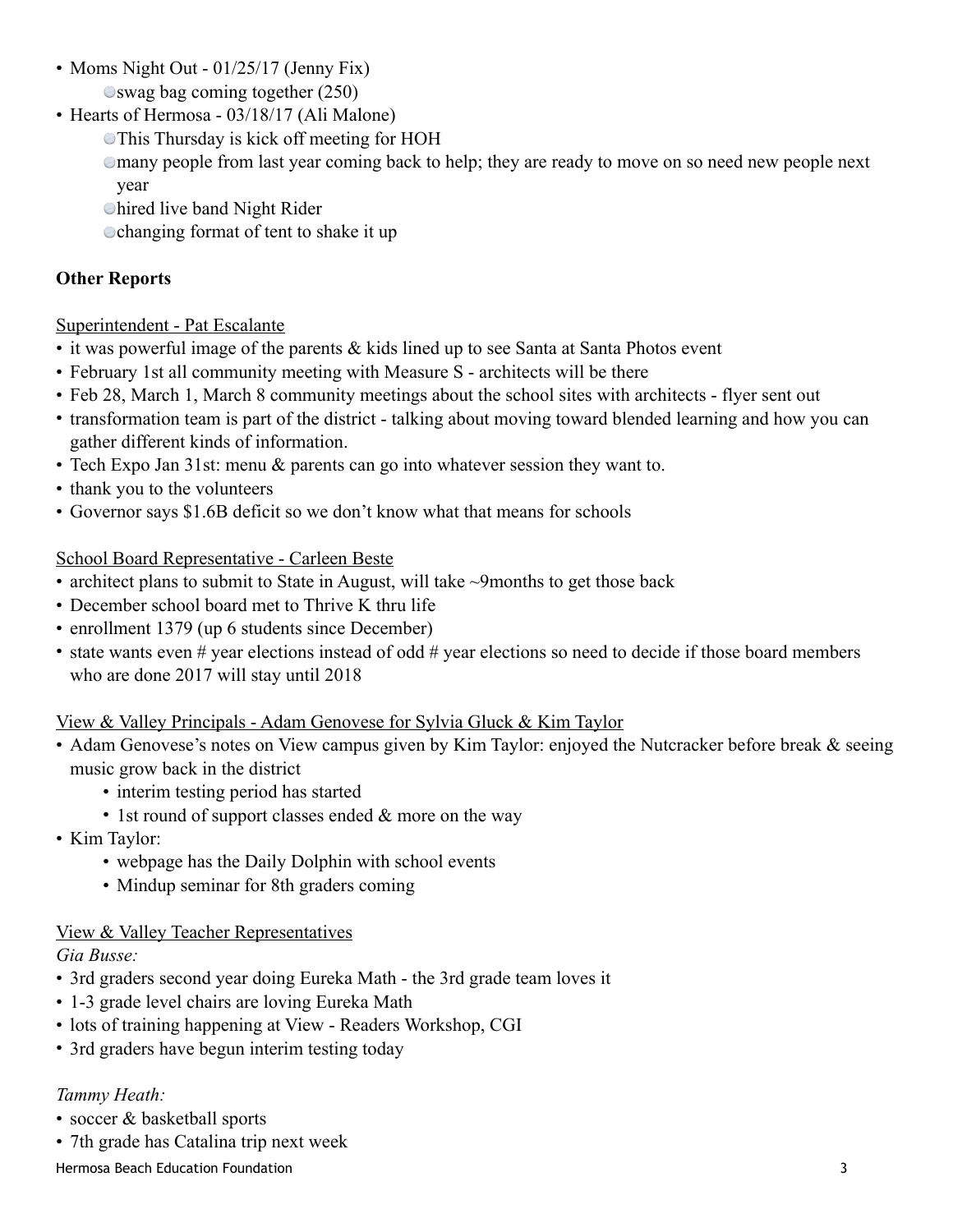- Moms Night Out - 01/25/17 (Jenny Fix)
    - swag bag coming together (250)
- Hearts of Hermosa - 03/18/17 (Ali Malone)
    - This Thursday is kick off meeting for HOH
    - many people from last year coming back to help; they are ready to move on so need new people next year
    - hired live band Night Rider
    - changing format of tent to shake it up

**Other Reports**

<u>Superintendent - Pat Escalante</u>

- it was powerful image of the parents & kids lined up to see Santa at Santa Photos event
- February 1st all community meeting with Measure S - architects will be there
- Feb 28, March 1, March 8 community meetings about the school sites with architects - flyer sent out
- transformation team is part of the district - talking about moving toward blended learning and how you can gather different kinds of information.
- Tech Expo Jan 31st: menu & parents can go into whatever session they want to.
- thank you to the volunteers
- Governor says $1.6B deficit so we don't know what that means for schools

<u>School Board Representative - Carleen Beste</u>

- architect plans to submit to State in August, will take ~9months to get those back
- December school board met to Thrive K thru life
- enrollment 1379 (up 6 students since December)
- state wants even # year elections instead of odd # year elections so need to decide if those board members who are done 2017 will stay until 2018

<u>View & Valley Principals - Adam Genovese for Sylvia Gluck & Kim Taylor</u>

- Adam Genovese's notes on View campus given by Kim Taylor: enjoyed the Nutcracker before break & seeing music grow back in the district
    - interim testing period has started
    - 1st round of support classes ended & more on the way
- Kim Taylor:
    - webpage has the Daily Dolphin with school events
    - Mindup seminar for 8th graders coming

<u>View & Valley Teacher Representatives</u>

*Gia Busse:*

- 3rd graders second year doing Eureka Math - the 3rd grade team loves it
- 1-3 grade level chairs are loving Eureka Math
- lots of training happening at View - Readers Workshop, CGI
- 3rd graders have begun interim testing today

*Tammy Heath:*

- soccer & basketball sports
- 7th grade has Catalina trip next week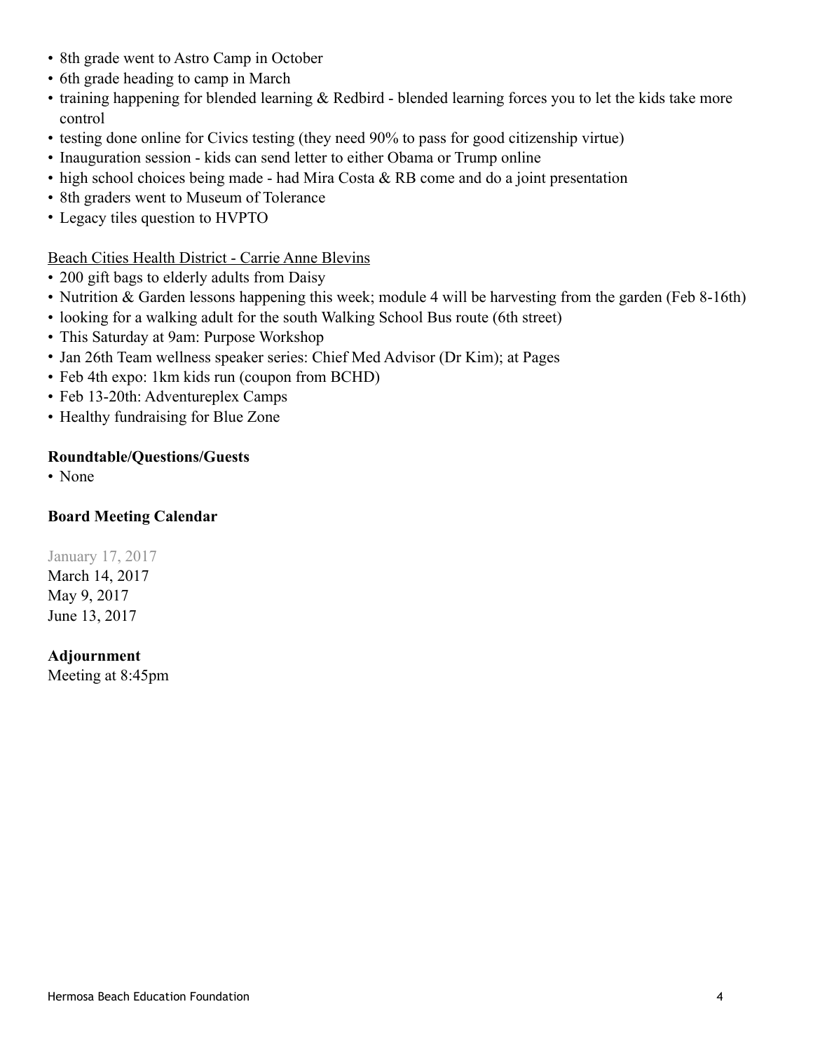- 8th grade went to Astro Camp in October
- 6th grade heading to camp in March
- training happening for blended learning & Redbird - blended learning forces you to let the kids take more control
- testing done online for Civics testing (they need 90% to pass for good citizenship virtue)
- Inauguration session - kids can send letter to either Obama or Trump online
- high school choices being made - had Mira Costa & RB come and do a joint presentation
- 8th graders went to Museum of Tolerance
- Legacy tiles question to HVPTO

<u>Beach Cities Health District - Carrie Anne Blevins</u>

- 200 gift bags to elderly adults from Daisy
- Nutrition & Garden lessons happening this week; module 4 will be harvesting from the garden (Feb 8-16th)
- looking for a walking adult for the south Walking School Bus route (6th street)
- This Saturday at 9am: Purpose Workshop
- Jan 26th Team wellness speaker series: Chief Med Advisor (Dr Kim); at Pages
- Feb 4th expo: 1km kids run (coupon from BCHD)
- Feb 13-20th: Adventureplex Camps
- Healthy fundraising for Blue Zone

**Roundtable/Questions/Guests**

- None

**Board Meeting Calendar**

January 17, 2017
March 14, 2017
May 9, 2017
June 13, 2017

**Adjournment**

Meeting at 8:45pm